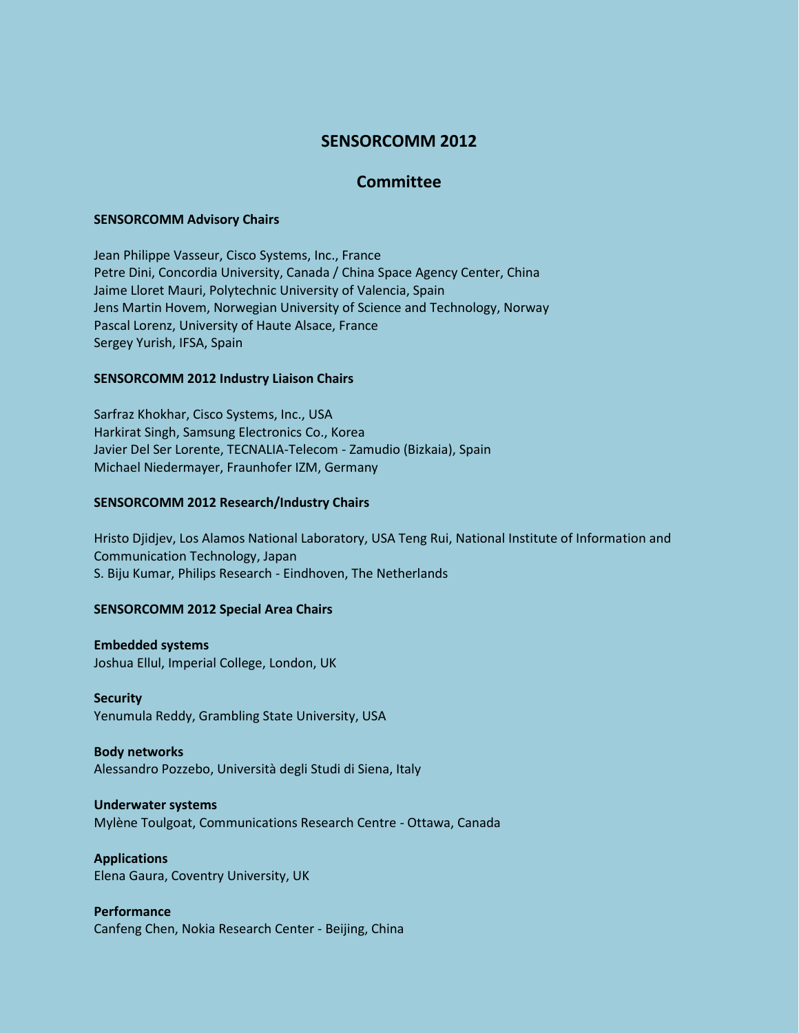# SENSORCOMM 2012

## Committee

**SENSORCOMM Advisory Chairs**

Jean Philippe Vasseur, Cisco Systems, Inc., France
Petre Dini, Concordia University, Canada / China Space Agency Center, China
Jaime Lloret Mauri, Polytechnic University of Valencia, Spain
Jens Martin Hovem, Norwegian University of Science and Technology, Norway
Pascal Lorenz, University of Haute Alsace, France
Sergey Yurish, IFSA, Spain

**SENSORCOMM 2012 Industry Liaison Chairs**

Sarfraz Khokhar, Cisco Systems, Inc., USA
Harkirat Singh, Samsung Electronics Co., Korea
Javier Del Ser Lorente, TECNALIA-Telecom - Zamudio (Bizkaia), Spain
Michael Niedermayer, Fraunhofer IZM, Germany

**SENSORCOMM 2012 Research/Industry Chairs**

Hristo Djidjev, Los Alamos National Laboratory, USA Teng Rui, National Institute of Information and Communication Technology, Japan
S. Biju Kumar, Philips Research - Eindhoven, The Netherlands

**SENSORCOMM 2012 Special Area Chairs**

**Embedded systems**
Joshua Ellul, Imperial College, London, UK

**Security**
Yenumula Reddy, Grambling State University, USA

**Body networks**
Alessandro Pozzebo, Università degli Studi di Siena, Italy

**Underwater systems**
Mylène Toulgoat, Communications Research Centre - Ottawa, Canada

**Applications**
Elena Gaura, Coventry University, UK

**Performance**
Canfeng Chen, Nokia Research Center - Beijing, China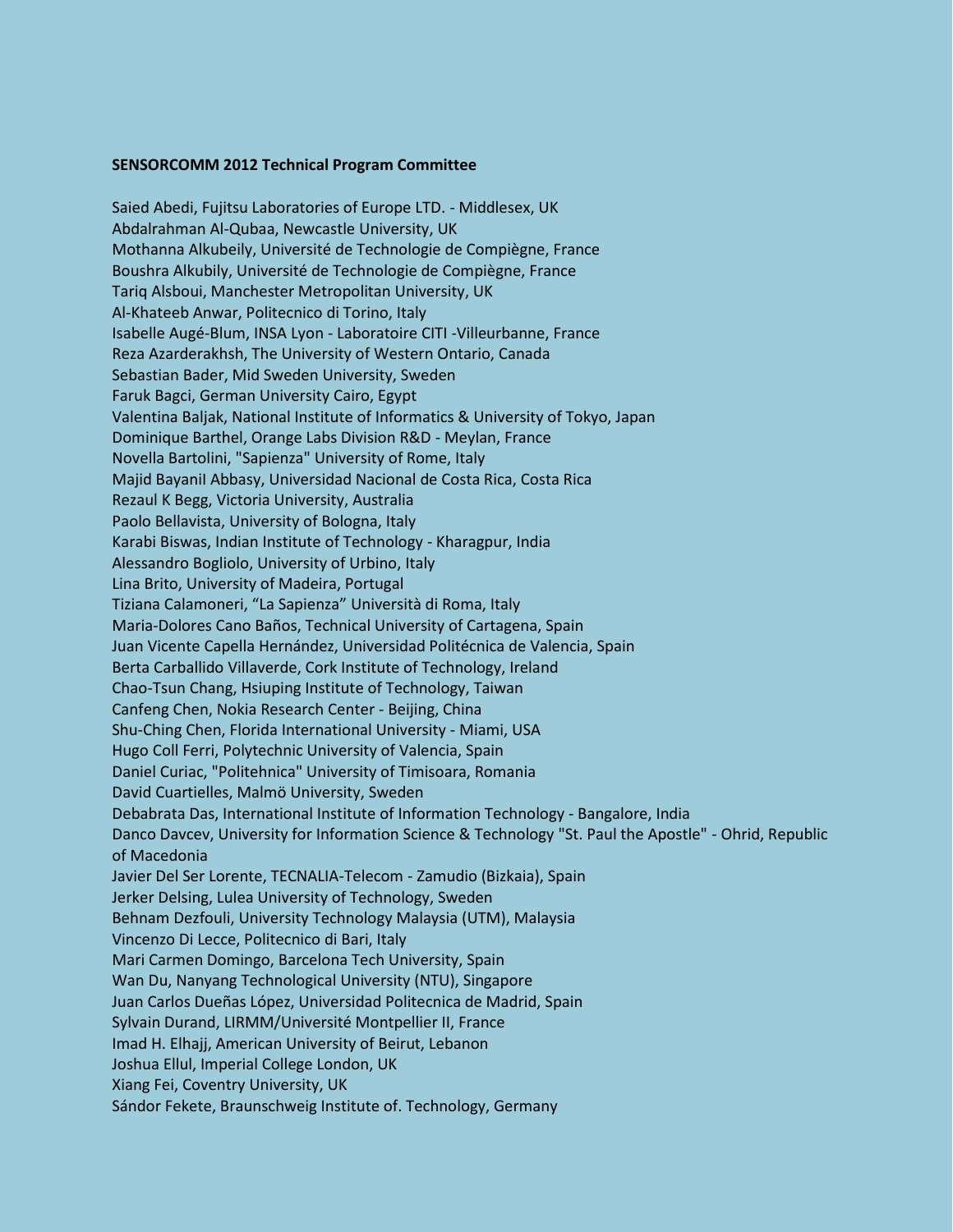**SENSORCOMM 2012 Technical Program Committee**

Saied Abedi, Fujitsu Laboratories of Europe LTD. - Middlesex, UK  
Abdalrahman Al-Qubaa, Newcastle University, UK  
Mothanna Alkubeily, Université de Technologie de Compiègne, France  
Boushra Alkubily, Université de Technologie de Compiègne, France  
Tariq Alsboui, Manchester Metropolitan University, UK  
Al-Khateeb Anwar, Politecnico di Torino, Italy  
Isabelle Augé-Blum, INSA Lyon - Laboratoire CITI -Villeurbanne, France  
Reza Azarderakhsh, The University of Western Ontario, Canada  
Sebastian Bader, Mid Sweden University, Sweden  
Faruk Bagci, German University Cairo, Egypt  
Valentina Baljak, National Institute of Informatics & University of Tokyo, Japan  
Dominique Barthel, Orange Labs Division R&D - Meylan, France  
Novella Bartolini, "Sapienza" University of Rome, Italy  
Majid Bayanil Abbasy, Universidad Nacional de Costa Rica, Costa Rica  
Rezaul K Begg, Victoria University, Australia  
Paolo Bellavista, University of Bologna, Italy  
Karabi Biswas, Indian Institute of Technology - Kharagpur, India  
Alessandro Bogliolo, University of Urbino, Italy  
Lina Brito, University of Madeira, Portugal  
Tiziana Calamoneri, "La Sapienza" Università di Roma, Italy  
Maria-Dolores Cano Baños, Technical University of Cartagena, Spain  
Juan Vicente Capella Hernández, Universidad Politécnica de Valencia, Spain  
Berta Carballido Villaverde, Cork Institute of Technology, Ireland  
Chao-Tsun Chang, Hsiuping Institute of Technology, Taiwan  
Canfeng Chen, Nokia Research Center - Beijing, China  
Shu-Ching Chen, Florida International University - Miami, USA  
Hugo Coll Ferri, Polytechnic University of Valencia, Spain  
Daniel Curiac, "Politehnica" University of Timisoara, Romania  
David Cuartielles, Malmö University, Sweden  
Debabrata Das, International Institute of Information Technology - Bangalore, India  
Danco Davcev, University for Information Science & Technology "St. Paul the Apostle" - Ohrid, Republic of Macedonia  
Javier Del Ser Lorente, TECNALIA-Telecom - Zamudio (Bizkaia), Spain  
Jerker Delsing, Lulea University of Technology, Sweden  
Behnam Dezfouli, University Technology Malaysia (UTM), Malaysia  
Vincenzo Di Lecce, Politecnico di Bari, Italy  
Mari Carmen Domingo, Barcelona Tech University, Spain  
Wan Du, Nanyang Technological University (NTU), Singapore  
Juan Carlos Dueñas López, Universidad Politecnica de Madrid, Spain  
Sylvain Durand, LIRMM/Université Montpellier II, France  
Imad H. Elhajj, American University of Beirut, Lebanon  
Joshua Ellul, Imperial College London, UK  
Xiang Fei, Coventry University, UK  
Sándor Fekete, Braunschweig Institute of. Technology, Germany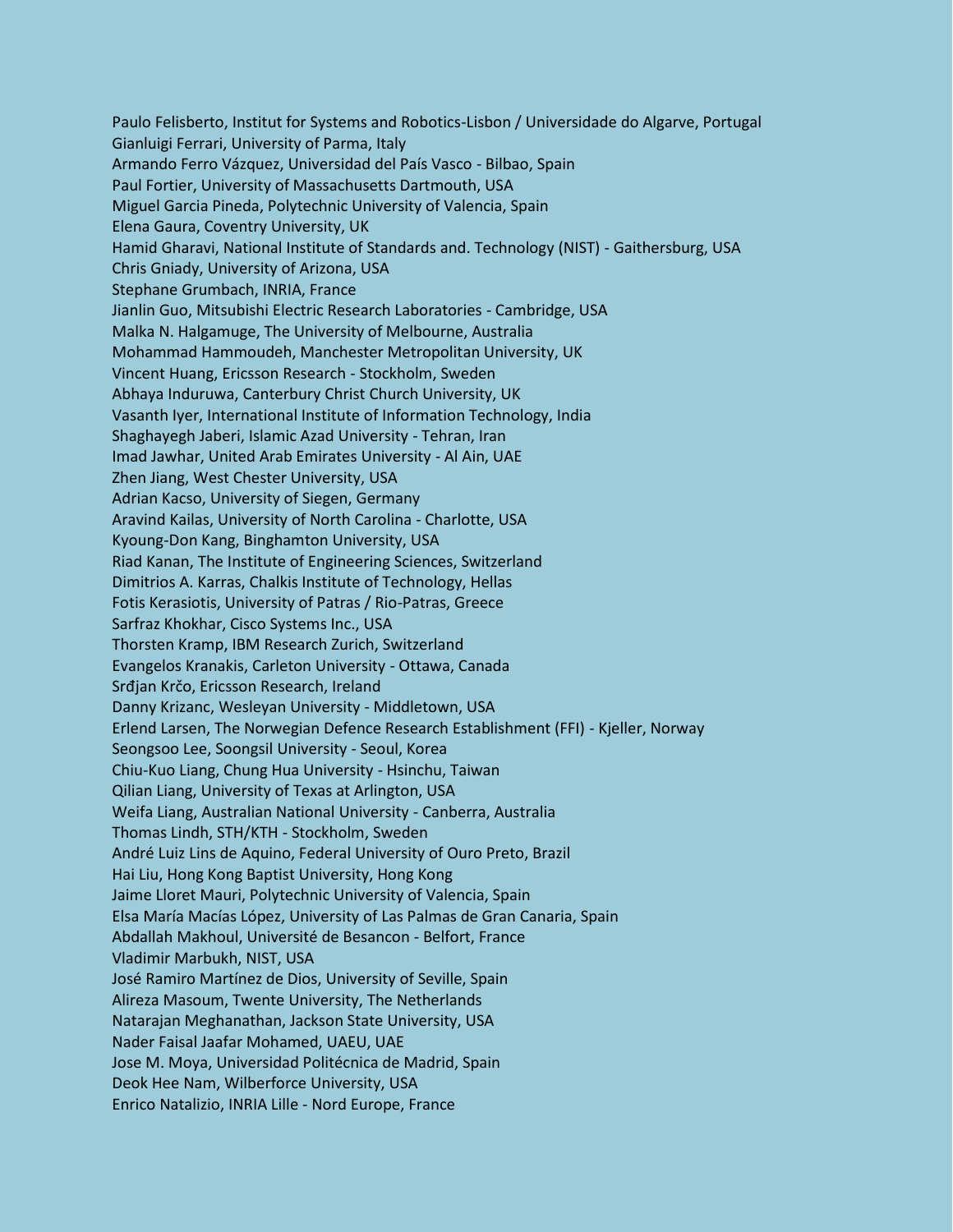Paulo Felisberto, Institut for Systems and Robotics-Lisbon / Universidade do Algarve, Portugal
Gianluigi Ferrari, University of Parma, Italy
Armando Ferro Vázquez, Universidad del País Vasco - Bilbao, Spain
Paul Fortier, University of Massachusetts Dartmouth, USA
Miguel Garcia Pineda, Polytechnic University of Valencia, Spain
Elena Gaura, Coventry University, UK
Hamid Gharavi, National Institute of Standards and. Technology (NIST) - Gaithersburg, USA
Chris Gniady, University of Arizona, USA
Stephane Grumbach, INRIA, France
Jianlin Guo, Mitsubishi Electric Research Laboratories - Cambridge, USA
Malka N. Halgamuge, The University of Melbourne, Australia
Mohammad Hammoudeh, Manchester Metropolitan University, UK
Vincent Huang, Ericsson Research - Stockholm, Sweden
Abhaya Induruwa, Canterbury Christ Church University, UK
Vasanth Iyer, International Institute of Information Technology, India
Shaghayegh Jaberi, Islamic Azad University - Tehran, Iran
Imad Jawhar, United Arab Emirates University - Al Ain, UAE
Zhen Jiang, West Chester University, USA
Adrian Kacso, University of Siegen, Germany
Aravind Kailas, University of North Carolina - Charlotte, USA
Kyoung-Don Kang, Binghamton University, USA
Riad Kanan, The Institute of Engineering Sciences, Switzerland
Dimitrios A. Karras, Chalkis Institute of Technology, Hellas
Fotis Kerasiotis, University of Patras / Rio-Patras, Greece
Sarfraz Khokhar, Cisco Systems Inc., USA
Thorsten Kramp, IBM Research Zurich, Switzerland
Evangelos Kranakis, Carleton University - Ottawa, Canada
Srđjan Krčo, Ericsson Research, Ireland
Danny Krizanc, Wesleyan University - Middletown, USA
Erlend Larsen, The Norwegian Defence Research Establishment (FFI) - Kjeller, Norway
Seongsoo Lee, Soongsil University - Seoul, Korea
Chiu-Kuo Liang, Chung Hua University - Hsinchu, Taiwan
Qilian Liang, University of Texas at Arlington, USA
Weifa Liang, Australian National University - Canberra, Australia
Thomas Lindh, STH/KTH - Stockholm, Sweden
André Luiz Lins de Aquino, Federal University of Ouro Preto, Brazil
Hai Liu, Hong Kong Baptist University, Hong Kong
Jaime Lloret Mauri, Polytechnic University of Valencia, Spain
Elsa María Macías López, University of Las Palmas de Gran Canaria, Spain
Abdallah Makhoul, Université de Besancon - Belfort, France
Vladimir Marbukh, NIST, USA
José Ramiro Martínez de Dios, University of Seville, Spain
Alireza Masoum, Twente University, The Netherlands
Natarajan Meghanathan, Jackson State University, USA
Nader Faisal Jaafar Mohamed, UAEU, UAE
Jose M. Moya, Universidad Politécnica de Madrid, Spain
Deok Hee Nam, Wilberforce University, USA
Enrico Natalizio, INRIA Lille - Nord Europe, France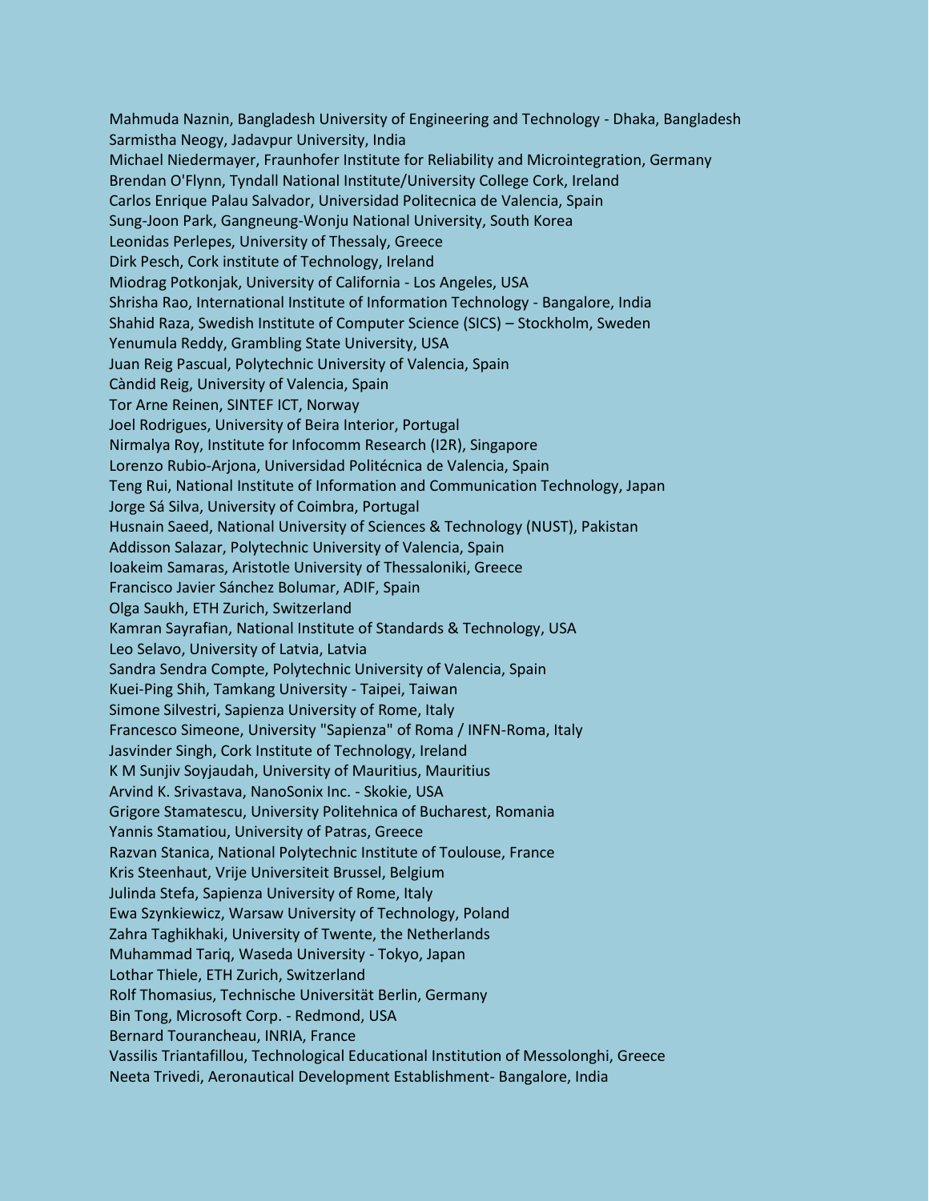Mahmuda Naznin, Bangladesh University of Engineering and Technology - Dhaka, Bangladesh
Sarmistha Neogy, Jadavpur University, India
Michael Niedermayer, Fraunhofer Institute for Reliability and Microintegration, Germany
Brendan O'Flynn, Tyndall National Institute/University College Cork, Ireland
Carlos Enrique Palau Salvador, Universidad Politecnica de Valencia, Spain
Sung-Joon Park, Gangneung-Wonju National University, South Korea
Leonidas Perlepes, University of Thessaly, Greece
Dirk Pesch, Cork institute of Technology, Ireland
Miodrag Potkonjak, University of California - Los Angeles, USA
Shrisha Rao, International Institute of Information Technology - Bangalore, India
Shahid Raza, Swedish Institute of Computer Science (SICS) – Stockholm, Sweden
Yenumula Reddy, Grambling State University, USA
Juan Reig Pascual, Polytechnic University of Valencia, Spain
Càndid Reig, University of Valencia, Spain
Tor Arne Reinen, SINTEF ICT, Norway
Joel Rodrigues, University of Beira Interior, Portugal
Nirmalya Roy, Institute for Infocomm Research (I2R), Singapore
Lorenzo Rubio-Arjona, Universidad Politécnica de Valencia, Spain
Teng Rui, National Institute of Information and Communication Technology, Japan
Jorge Sá Silva, University of Coimbra, Portugal
Husnain Saeed, National University of Sciences & Technology (NUST), Pakistan
Addisson Salazar, Polytechnic University of Valencia, Spain
Ioakeim Samaras, Aristotle University of Thessaloniki, Greece
Francisco Javier Sánchez Bolumar, ADIF, Spain
Olga Saukh, ETH Zurich, Switzerland
Kamran Sayrafian, National Institute of Standards & Technology, USA
Leo Selavo, University of Latvia, Latvia
Sandra Sendra Compte, Polytechnic University of Valencia, Spain
Kuei-Ping Shih, Tamkang University - Taipei, Taiwan
Simone Silvestri, Sapienza University of Rome, Italy
Francesco Simeone, University "Sapienza" of Roma / INFN-Roma, Italy
Jasvinder Singh, Cork Institute of Technology, Ireland
K M Sunjiv Soyjaudah, University of Mauritius, Mauritius
Arvind K. Srivastava, NanoSonix Inc. - Skokie, USA
Grigore Stamatescu, University Politehnica of Bucharest, Romania
Yannis Stamatiou, University of Patras, Greece
Razvan Stanica, National Polytechnic Institute of Toulouse, France
Kris Steenhaut, Vrije Universiteit Brussel, Belgium
Julinda Stefa, Sapienza University of Rome, Italy
Ewa Szynkiewicz, Warsaw University of Technology, Poland
Zahra Taghikhaki, University of Twente, the Netherlands
Muhammad Tariq, Waseda University - Tokyo, Japan
Lothar Thiele, ETH Zurich, Switzerland
Rolf Thomasius, Technische Universität Berlin, Germany
Bin Tong, Microsoft Corp. - Redmond, USA
Bernard Tourancheau, INRIA, France
Vassilis Triantafillou, Technological Educational Institution of Messolonghi, Greece
Neeta Trivedi, Aeronautical Development Establishment- Bangalore, India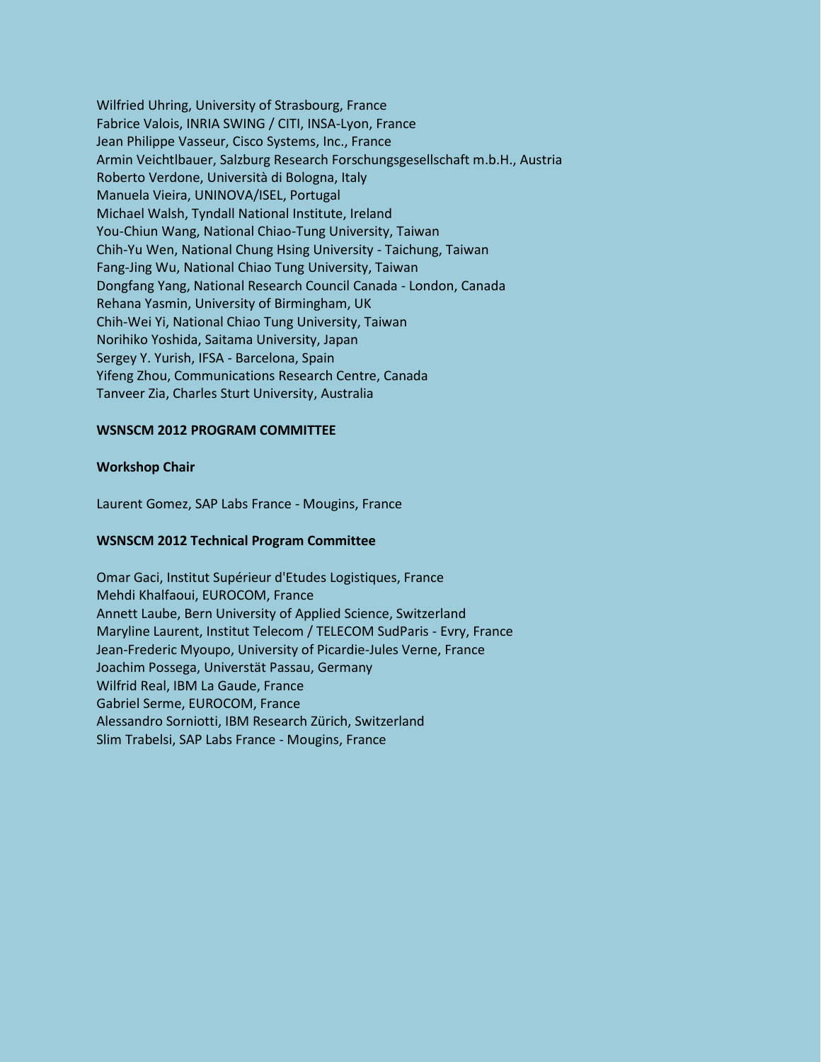Wilfried Uhring, University of Strasbourg, France
Fabrice Valois, INRIA SWING / CITI, INSA-Lyon, France
Jean Philippe Vasseur, Cisco Systems, Inc., France
Armin Veichtlbauer, Salzburg Research Forschungsgesellschaft m.b.H., Austria
Roberto Verdone, Università di Bologna, Italy
Manuela Vieira, UNINOVA/ISEL, Portugal
Michael Walsh, Tyndall National Institute, Ireland
You-Chiun Wang, National Chiao-Tung University, Taiwan
Chih-Yu Wen, National Chung Hsing University - Taichung, Taiwan
Fang-Jing Wu, National Chiao Tung University, Taiwan
Dongfang Yang, National Research Council Canada - London, Canada
Rehana Yasmin, University of Birmingham, UK
Chih-Wei Yi, National Chiao Tung University, Taiwan
Norihiko Yoshida, Saitama University, Japan
Sergey Y. Yurish, IFSA - Barcelona, Spain
Yifeng Zhou, Communications Research Centre, Canada
Tanveer Zia, Charles Sturt University, Australia

**WSNSCM 2012 PROGRAM COMMITTEE**

**Workshop Chair**

Laurent Gomez, SAP Labs France - Mougins, France

**WSNSCM 2012 Technical Program Committee**

Omar Gaci, Institut Supérieur d'Etudes Logistiques, France
Mehdi Khalfaoui, EUROCOM, France
Annett Laube, Bern University of Applied Science, Switzerland
Maryline Laurent, Institut Telecom / TELECOM SudParis - Evry, France
Jean-Frederic Myoupo, University of Picardie-Jules Verne, France
Joachim Possega, Universtät Passau, Germany
Wilfrid Real, IBM La Gaude, France
Gabriel Serme, EUROCOM, France
Alessandro Sorniotti, IBM Research Zürich, Switzerland
Slim Trabelsi, SAP Labs France - Mougins, France